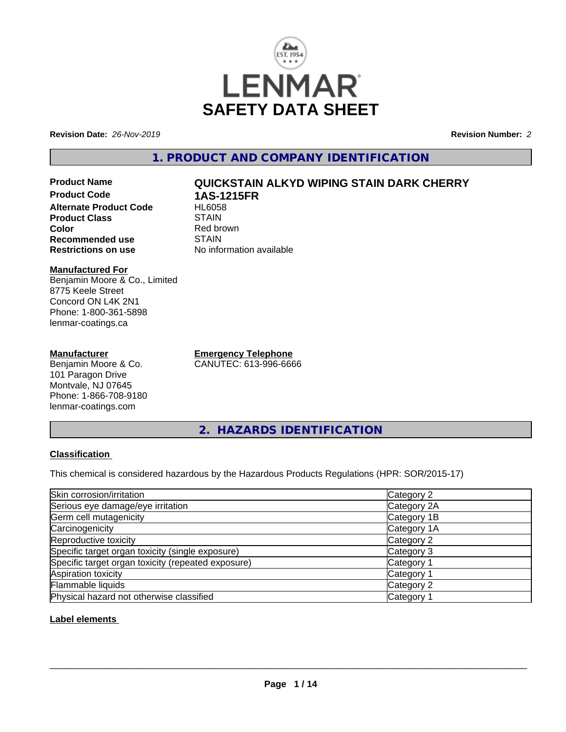# SAFETY DATA SHEET

**Revision Date:** *26-Nov-2019*

**Revision Number:** *2*

## 1. PRODUCT AND COMPANY IDENTIFICATION

**Product Name** QUICKSTAIN ALKYD WIPING STAIN DARK CHERRY

**Product Code** 1AS-1215FR

**Alternate Product Code** HL6058

**Product Class** STAIN

**Color** Red brown

**Recommended use** STAIN

**Restrictions on use** No information available

**Manufactured For**
Benjamin Moore & Co., Limited
8775 Keele Street
Concord ON L4K 2N1
Phone: 1-800-361-5898
lenmar-coatings.ca

**Manufacturer**
Benjamin Moore & Co.
101 Paragon Drive
Montvale, NJ 07645
Phone: 1-866-708-9180
lenmar-coatings.com

**Emergency Telephone**
CANUTEC: 613-996-6666

## 2. HAZARDS IDENTIFICATION

**Classification**

This chemical is considered hazardous by the Hazardous Products Regulations (HPR: SOR/2015-17)

| Hazard | Category |
|---|---|
| Skin corrosion/irritation | Category 2 |
| Serious eye damage/eye irritation | Category 2A |
| Germ cell mutagenicity | Category 1B |
| Carcinogenicity | Category 1A |
| Reproductive toxicity | Category 2 |
| Specific target organ toxicity (single exposure) | Category 3 |
| Specific target organ toxicity (repeated exposure) | Category 1 |
| Aspiration toxicity | Category 1 |
| Flammable liquids | Category 2 |
| Physical hazard not otherwise classified | Category 1 |

**Label elements**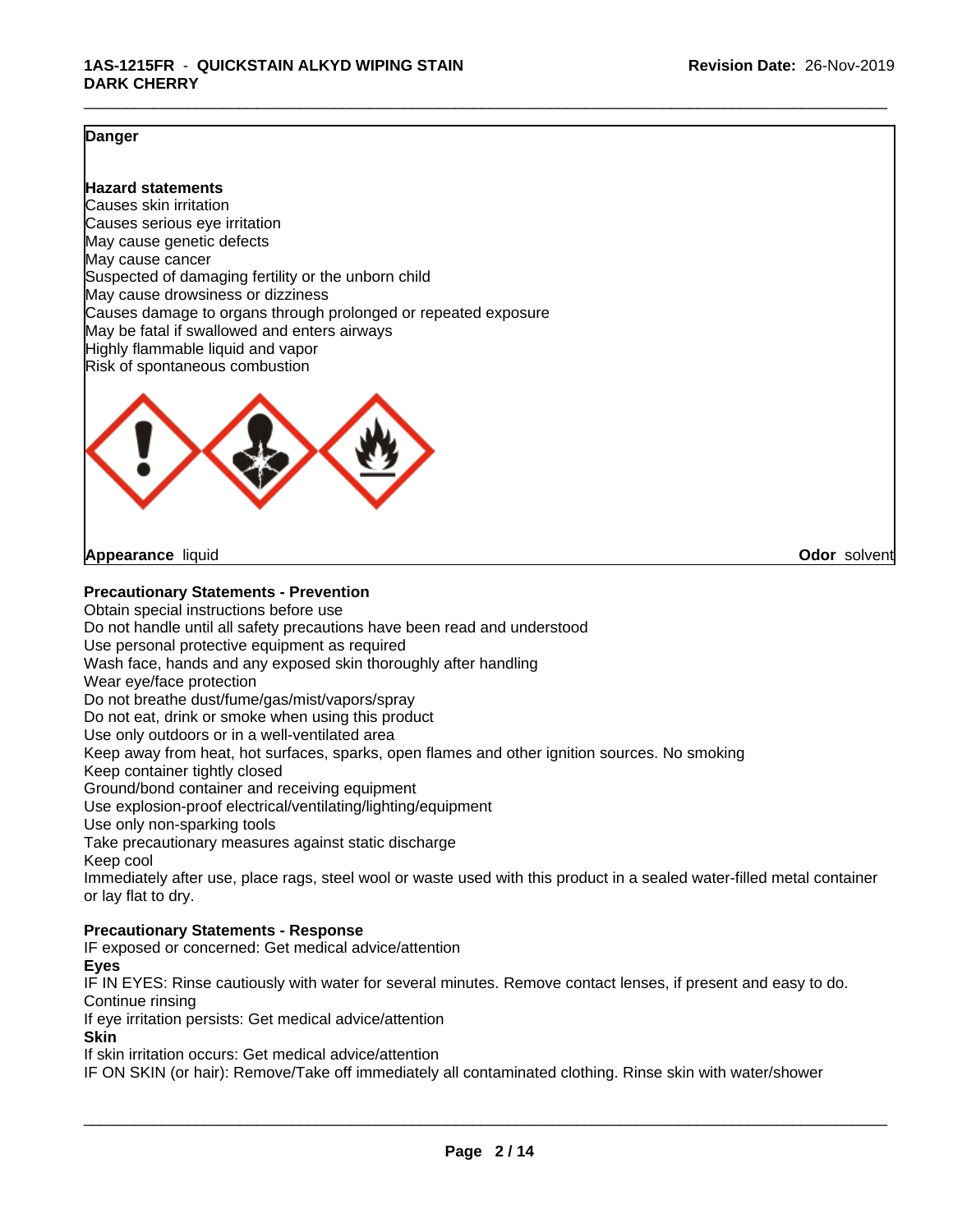**Danger**

**Hazard statements**
Causes skin irritation
Causes serious eye irritation
May cause genetic defects
May cause cancer
Suspected of damaging fertility or the unborn child
May cause drowsiness or dizziness
Causes damage to organs through prolonged or repeated exposure
May be fatal if swallowed and enters airways
Highly flammable liquid and vapor
Risk of spontaneous combustion

**Appearance** liquid **Odor** solvent

**Precautionary Statements - Prevention**
Obtain special instructions before use
Do not handle until all safety precautions have been read and understood
Use personal protective equipment as required
Wash face, hands and any exposed skin thoroughly after handling
Wear eye/face protection
Do not breathe dust/fume/gas/mist/vapors/spray
Do not eat, drink or smoke when using this product
Use only outdoors or in a well-ventilated area
Keep away from heat, hot surfaces, sparks, open flames and other ignition sources. No smoking
Keep container tightly closed
Ground/bond container and receiving equipment
Use explosion-proof electrical/ventilating/lighting/equipment
Use only non-sparking tools
Take precautionary measures against static discharge
Keep cool
Immediately after use, place rags, steel wool or waste used with this product in a sealed water-filled metal container or lay flat to dry.

**Precautionary Statements - Response**
IF exposed or concerned: Get medical advice/attention
**Eyes**
IF IN EYES: Rinse cautiously with water for several minutes. Remove contact lenses, if present and easy to do. Continue rinsing
If eye irritation persists: Get medical advice/attention
**Skin**
If skin irritation occurs: Get medical advice/attention
IF ON SKIN (or hair): Remove/Take off immediately all contaminated clothing. Rinse skin with water/shower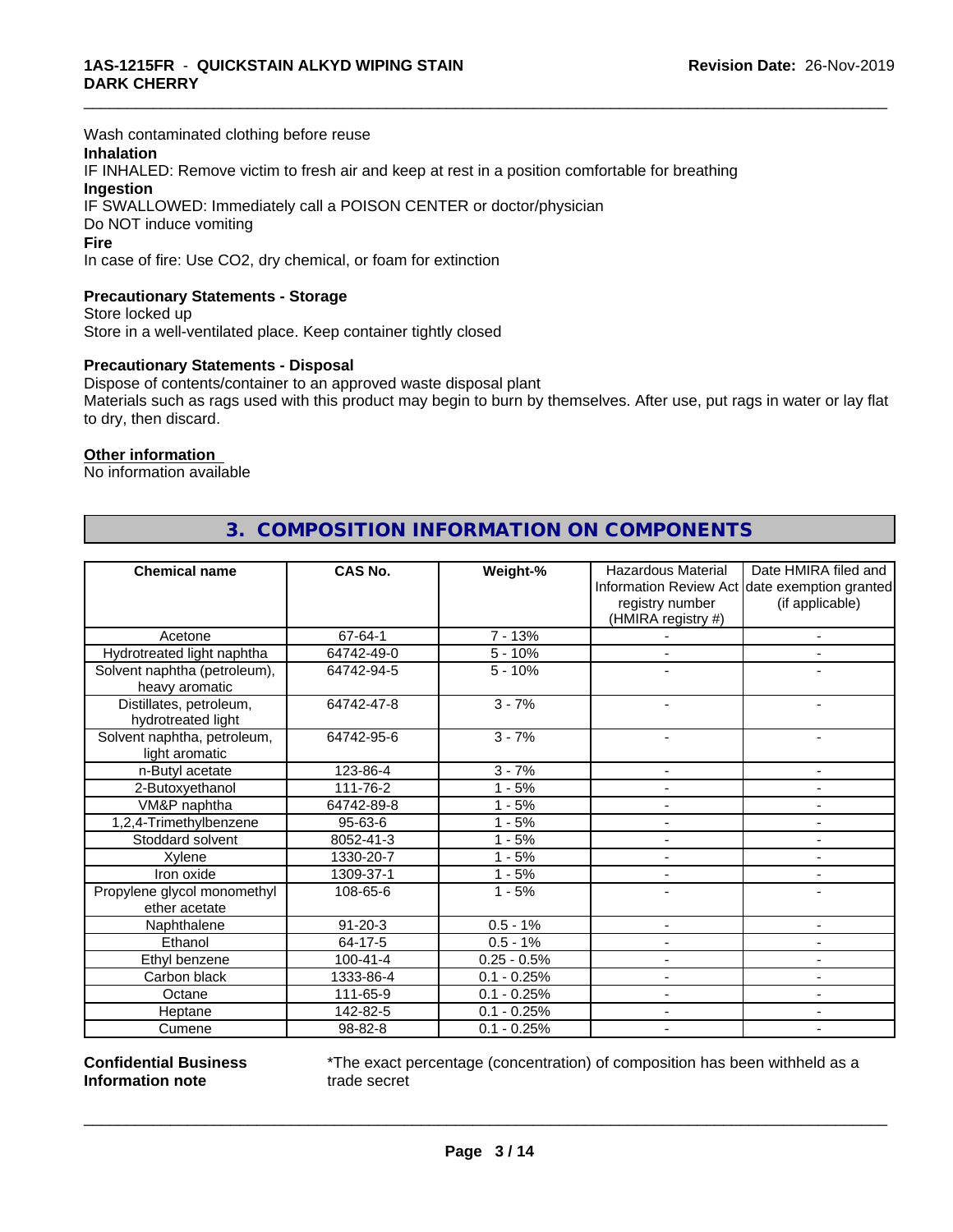Wash contaminated clothing before reuse

**Inhalation**

IF INHALED: Remove victim to fresh air and keep at rest in a position comfortable for breathing

**Ingestion**

IF SWALLOWED: Immediately call a POISON CENTER or doctor/physician

Do NOT induce vomiting

**Fire**

In case of fire: Use CO2, dry chemical, or foam for extinction

**Precautionary Statements - Storage**

Store locked up

Store in a well-ventilated place. Keep container tightly closed

**Precautionary Statements - Disposal**

Dispose of contents/container to an approved waste disposal plant

Materials such as rags used with this product may begin to burn by themselves. After use, put rags in water or lay flat to dry, then discard.

**Other information**

No information available

## 3. COMPOSITION INFORMATION ON COMPONENTS

| Chemical name | CAS No. | Weight-% | Hazardous Material Information Review Act registry number (HMIRA registry #) | Date HMIRA filed and date exemption granted (if applicable) |
|---|---|---|---|---|
| Acetone | 67-64-1 | 7 - 13% | - | - |
| Hydrotreated light naphtha | 64742-49-0 | 5 - 10% | - | - |
| Solvent naphtha (petroleum), heavy aromatic | 64742-94-5 | 5 - 10% | - | - |
| Distillates, petroleum, hydrotreated light | 64742-47-8 | 3 - 7% | - | - |
| Solvent naphtha, petroleum, light aromatic | 64742-95-6 | 3 - 7% | - | - |
| n-Butyl acetate | 123-86-4 | 3 - 7% | - | - |
| 2-Butoxyethanol | 111-76-2 | 1 - 5% | - | - |
| VM&P naphtha | 64742-89-8 | 1 - 5% | - | - |
| 1,2,4-Trimethylbenzene | 95-63-6 | 1 - 5% | - | - |
| Stoddard solvent | 8052-41-3 | 1 - 5% | - | - |
| Xylene | 1330-20-7 | 1 - 5% | - | - |
| Iron oxide | 1309-37-1 | 1 - 5% | - | - |
| Propylene glycol monomethyl ether acetate | 108-65-6 | 1 - 5% | - | - |
| Naphthalene | 91-20-3 | 0.5 - 1% | - | - |
| Ethanol | 64-17-5 | 0.5 - 1% | - | - |
| Ethyl benzene | 100-41-4 | 0.25 - 0.5% | - | - |
| Carbon black | 1333-86-4 | 0.1 - 0.25% | - | - |
| Octane | 111-65-9 | 0.1 - 0.25% | - | - |
| Heptane | 142-82-5 | 0.1 - 0.25% | - | - |
| Cumene | 98-82-8 | 0.1 - 0.25% | - | - |

**Confidential Business Information note**

*The exact percentage (concentration) of composition has been withheld as a trade secret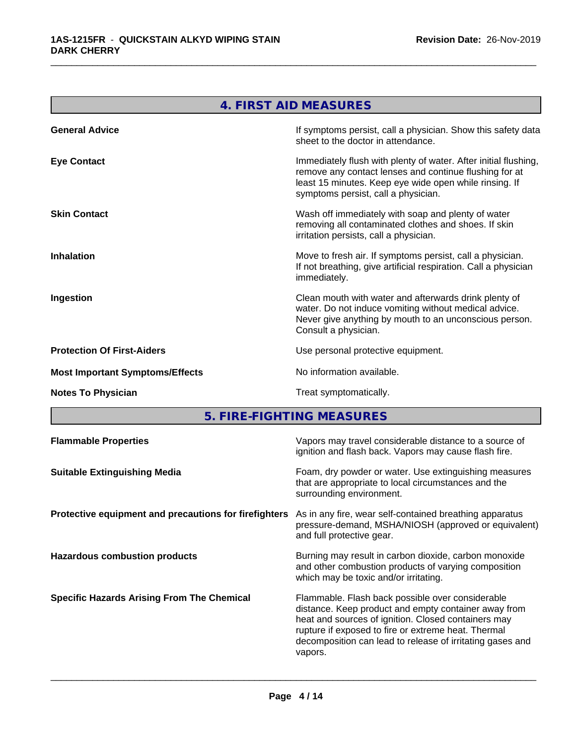## 4. FIRST AID MEASURES

| | |
|---|---|
| **General Advice** | If symptoms persist, call a physician. Show this safety data sheet to the doctor in attendance. |
| **Eye Contact** | Immediately flush with plenty of water. After initial flushing, remove any contact lenses and continue flushing for at least 15 minutes. Keep eye wide open while rinsing. If symptoms persist, call a physician. |
| **Skin Contact** | Wash off immediately with soap and plenty of water removing all contaminated clothes and shoes. If skin irritation persists, call a physician. |
| **Inhalation** | Move to fresh air. If symptoms persist, call a physician. If not breathing, give artificial respiration. Call a physician immediately. |
| **Ingestion** | Clean mouth with water and afterwards drink plenty of water. Do not induce vomiting without medical advice. Never give anything by mouth to an unconscious person. Consult a physician. |
| **Protection Of First-Aiders** | Use personal protective equipment. |
| **Most Important Symptoms/Effects** | No information available. |
| **Notes To Physician** | Treat symptomatically. |

## 5. FIRE-FIGHTING MEASURES

| | |
|---|---|
| **Flammable Properties** | Vapors may travel considerable distance to a source of ignition and flash back. Vapors may cause flash fire. |
| **Suitable Extinguishing Media** | Foam, dry powder or water. Use extinguishing measures that are appropriate to local circumstances and the surrounding environment. |
| **Protective equipment and precautions for firefighters** | As in any fire, wear self-contained breathing apparatus pressure-demand, MSHA/NIOSH (approved or equivalent) and full protective gear. |
| **Hazardous combustion products** | Burning may result in carbon dioxide, carbon monoxide and other combustion products of varying composition which may be toxic and/or irritating. |
| **Specific Hazards Arising From The Chemical** | Flammable. Flash back possible over considerable distance. Keep product and empty container away from heat and sources of ignition. Closed containers may rupture if exposed to fire or extreme heat. Thermal decomposition can lead to release of irritating gases and vapors. |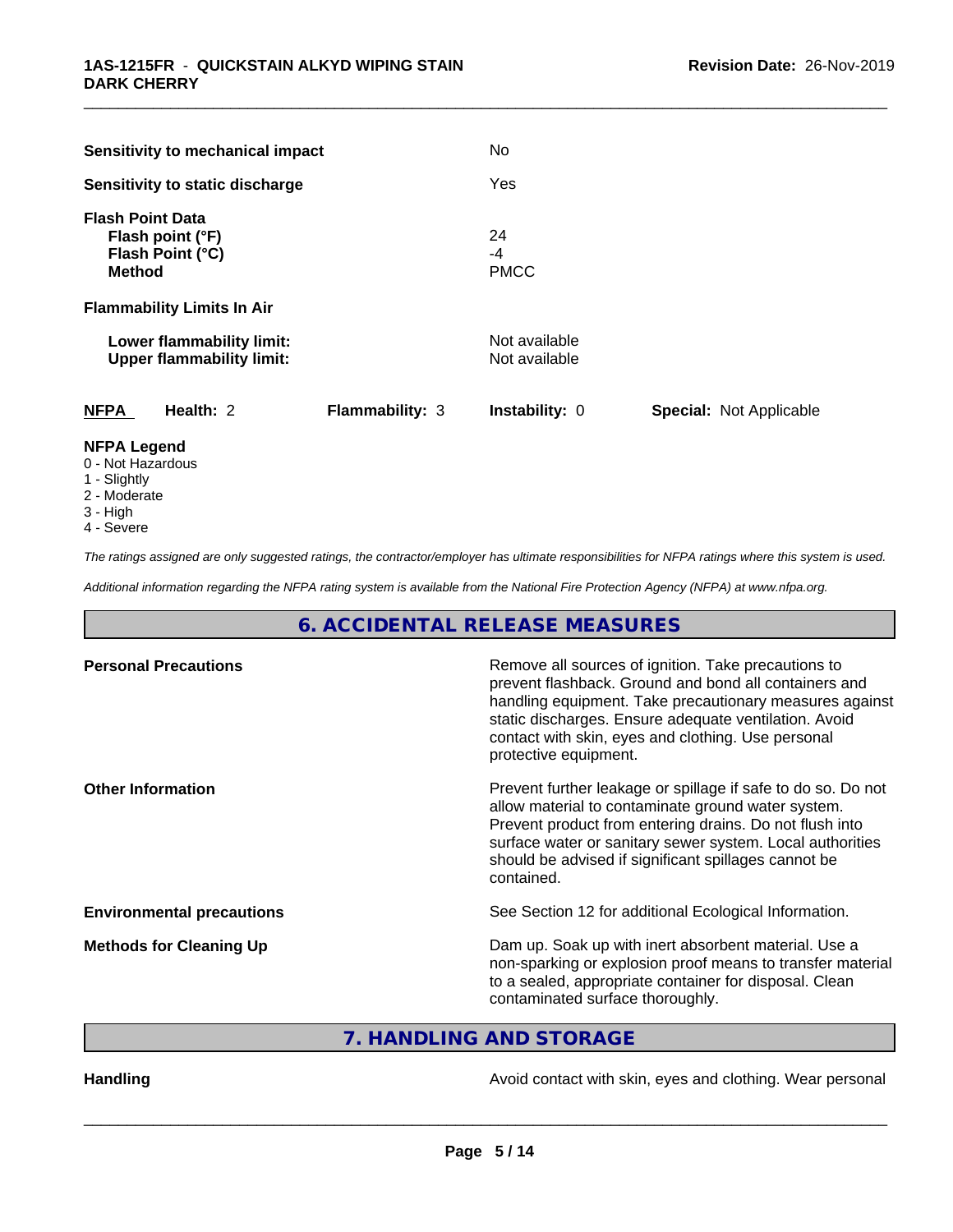**Sensitivity to mechanical impact** No

**Sensitivity to static discharge** Yes

**Flash Point Data**

| | |
|---|---|
| **Flash point (°F)** | 24 |
| **Flash Point (°C)** | -4 |
| **Method** | PMCC |

**Flammability Limits In Air**

| | |
|---|---|
| **Lower flammability limit:** | Not available |
| **Upper flammability limit:** | Not available |

| **NFPA** | **Health:** 2 | **Flammability:** 3 | **Instability:** 0 | **Special:** Not Applicable |
|---|---|---|---|---|

**NFPA Legend**

- 0 - Not Hazardous
- 1 - Slightly
- 2 - Moderate
- 3 - High
- 4 - Severe

*The ratings assigned are only suggested ratings, the contractor/employer has ultimate responsibilities for NFPA ratings where this system is used.*

*Additional information regarding the NFPA rating system is available from the National Fire Protection Agency (NFPA) at www.nfpa.org.*

## 6. ACCIDENTAL RELEASE MEASURES

| | |
|---|---|
| **Personal Precautions** | Remove all sources of ignition. Take precautions to prevent flashback. Ground and bond all containers and handling equipment. Take precautionary measures against static discharges. Ensure adequate ventilation. Avoid contact with skin, eyes and clothing. Use personal protective equipment. |
| **Other Information** | Prevent further leakage or spillage if safe to do so. Do not allow material to contaminate ground water system. Prevent product from entering drains. Do not flush into surface water or sanitary sewer system. Local authorities should be advised if significant spillages cannot be contained. |
| **Environmental precautions** | See Section 12 for additional Ecological Information. |
| **Methods for Cleaning Up** | Dam up. Soak up with inert absorbent material. Use a non-sparking or explosion proof means to transfer material to a sealed, appropriate container for disposal. Clean contaminated surface thoroughly. |

## 7. HANDLING AND STORAGE

**Handling** Avoid contact with skin, eyes and clothing. Wear personal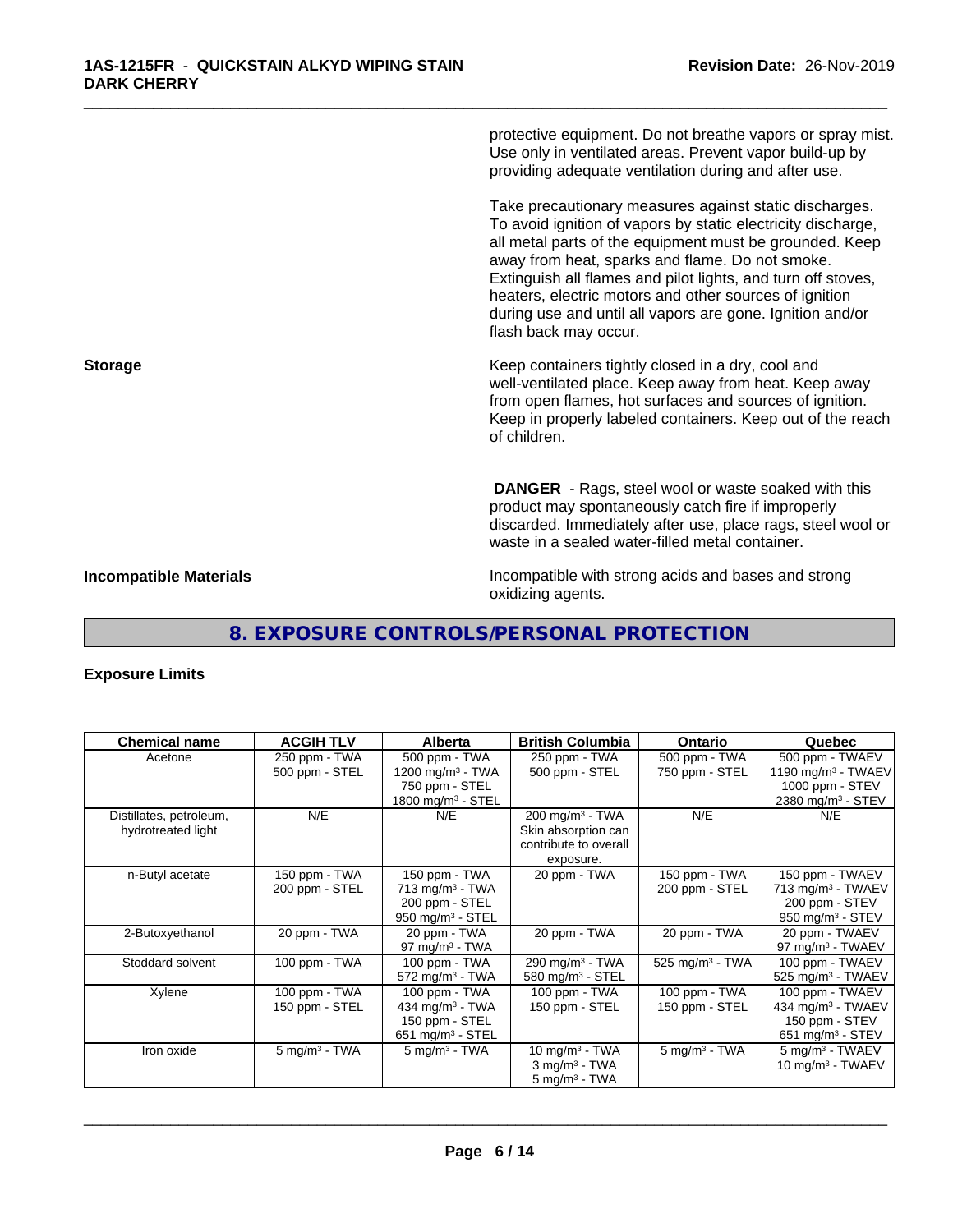protective equipment. Do not breathe vapors or spray mist. Use only in ventilated areas. Prevent vapor build-up by providing adequate ventilation during and after use.

Take precautionary measures against static discharges. To avoid ignition of vapors by static electricity discharge, all metal parts of the equipment must be grounded. Keep away from heat, sparks and flame. Do not smoke. Extinguish all flames and pilot lights, and turn off stoves, heaters, electric motors and other sources of ignition during use and until all vapors are gone. Ignition and/or flash back may occur.

**Storage**

Keep containers tightly closed in a dry, cool and well-ventilated place. Keep away from heat. Keep away from open flames, hot surfaces and sources of ignition. Keep in properly labeled containers. Keep out of the reach of children.

**DANGER** - Rags, steel wool or waste soaked with this product may spontaneously catch fire if improperly discarded. Immediately after use, place rags, steel wool or waste in a sealed water-filled metal container.

**Incompatible Materials**

Incompatible with strong acids and bases and strong oxidizing agents.

## 8. EXPOSURE CONTROLS/PERSONAL PROTECTION

**Exposure Limits**

| Chemical name | ACGIH TLV | Alberta | British Columbia | Ontario | Quebec |
|---|---|---|---|---|---|
| Acetone | 250 ppm - TWA<br>500 ppm - STEL | 500 ppm - TWA<br>1200 mg/m³ - TWA<br>750 ppm - STEL<br>1800 mg/m³ - STEL | 250 ppm - TWA<br>500 ppm - STEL | 500 ppm - TWA<br>750 ppm - STEL | 500 ppm - TWAEV<br>1190 mg/m³ - TWAEV<br>1000 ppm - STEV<br>2380 mg/m³ - STEV |
| Distillates, petroleum, hydrotreated light | N/E | N/E | 200 mg/m³ - TWA<br>Skin absorption can contribute to overall exposure. | N/E | N/E |
| n-Butyl acetate | 150 ppm - TWA<br>200 ppm - STEL | 150 ppm - TWA<br>713 mg/m³ - TWA<br>200 ppm - STEL<br>950 mg/m³ - STEL | 20 ppm - TWA | 150 ppm - TWA<br>200 ppm - STEL | 150 ppm - TWAEV<br>713 mg/m³ - TWAEV<br>200 ppm - STEV<br>950 mg/m³ - STEV |
| 2-Butoxyethanol | 20 ppm - TWA | 20 ppm - TWA<br>97 mg/m³ - TWA | 20 ppm - TWA | 20 ppm - TWA | 20 ppm - TWAEV<br>97 mg/m³ - TWAEV |
| Stoddard solvent | 100 ppm - TWA | 100 ppm - TWA<br>572 mg/m³ - TWA | 290 mg/m³ - TWA<br>580 mg/m³ - STEL | 525 mg/m³ - TWA | 100 ppm - TWAEV<br>525 mg/m³ - TWAEV |
| Xylene | 100 ppm - TWA<br>150 ppm - STEL | 100 ppm - TWA<br>434 mg/m³ - TWA<br>150 ppm - STEL<br>651 mg/m³ - STEL | 100 ppm - TWA<br>150 ppm - STEL | 100 ppm - TWA<br>150 ppm - STEL | 100 ppm - TWAEV<br>434 mg/m³ - TWAEV<br>150 ppm - STEV<br>651 mg/m³ - STEV |
| Iron oxide | 5 mg/m³ - TWA | 5 mg/m³ - TWA | 10 mg/m³ - TWA<br>3 mg/m³ - TWA<br>5 mg/m³ - TWA | 5 mg/m³ - TWA | 5 mg/m³ - TWAEV<br>10 mg/m³ - TWAEV |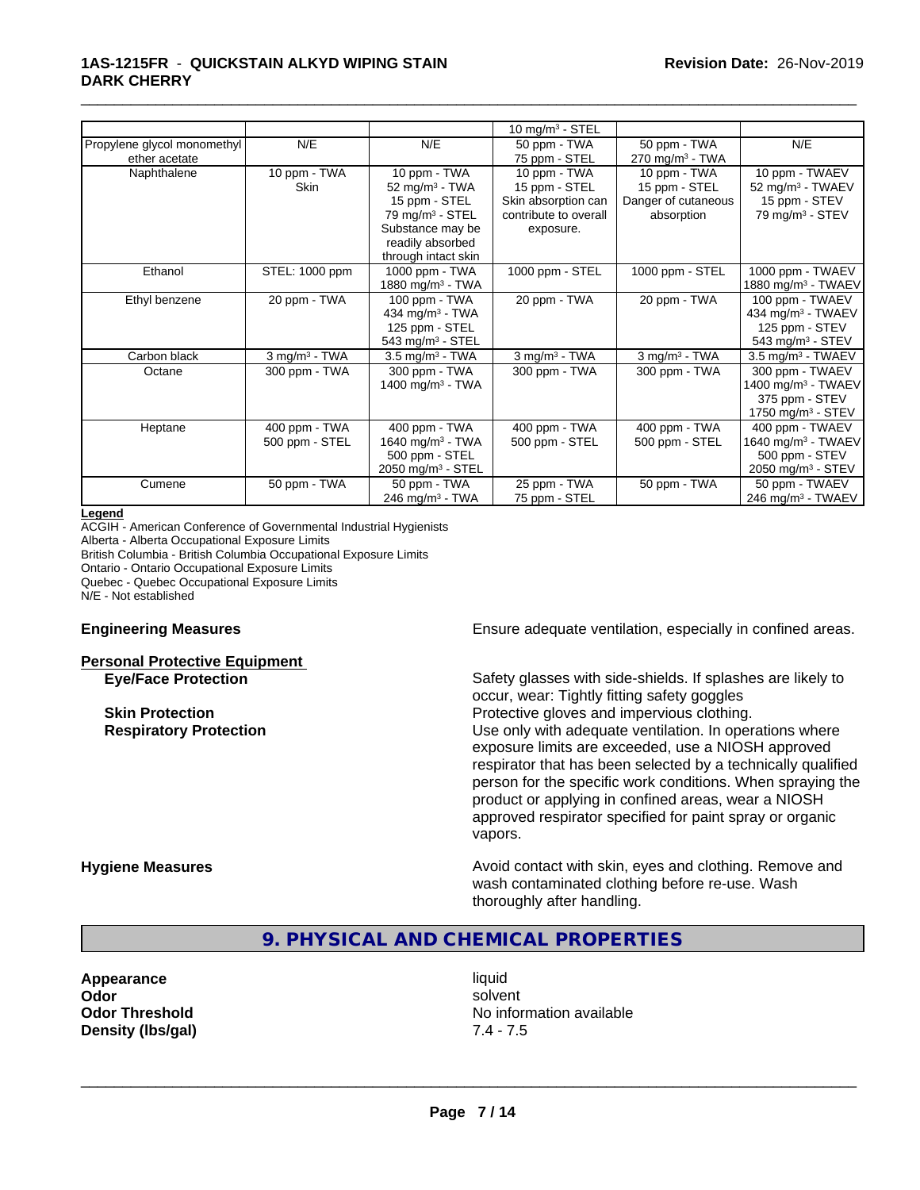| | | | 10 mg/m$^3$ - STEL | | |
|---|---|---|---|---|---|
| Propylene glycol monomethyl ether acetate | N/E | N/E | 50 ppm - TWA 75 ppm - STEL | 50 ppm - TWA 270 mg/m$^3$ - TWA | N/E |
| Naphthalene | 10 ppm - TWA Skin | 10 ppm - TWA 52 mg/m$^3$ - TWA 15 ppm - STEL 79 mg/m$^3$ - STEL Substance may be readily absorbed through intact skin | 10 ppm - TWA 15 ppm - STEL Skin absorption can contribute to overall exposure. | 10 ppm - TWA 15 ppm - STEL Danger of cutaneous absorption | 10 ppm - TWAEV 52 mg/m$^3$ - TWAEV 15 ppm - STEV 79 mg/m$^3$ - STEV |
| Ethanol | STEL: 1000 ppm | 1000 ppm - TWA 1880 mg/m$^3$ - TWA | 1000 ppm - STEL | 1000 ppm - STEL | 1000 ppm - TWAEV 1880 mg/m$^3$ - TWAEV |
| Ethyl benzene | 20 ppm - TWA | 100 ppm - TWA 434 mg/m$^3$ - TWA 125 ppm - STEL 543 mg/m$^3$ - STEL | 20 ppm - TWA | 20 ppm - TWA | 100 ppm - TWAEV 434 mg/m$^3$ - TWAEV 125 ppm - STEV 543 mg/m$^3$ - STEV |
| Carbon black | 3 mg/m$^3$ - TWA | 3.5 mg/m$^3$ - TWA | 3 mg/m$^3$ - TWA | 3 mg/m$^3$ - TWA | 3.5 mg/m$^3$ - TWAEV |
| Octane | 300 ppm - TWA | 300 ppm - TWA 1400 mg/m$^3$ - TWA | 300 ppm - TWA | 300 ppm - TWA | 300 ppm - TWAEV 1400 mg/m$^3$ - TWAEV 375 ppm - STEV 1750 mg/m$^3$ - STEV |
| Heptane | 400 ppm - TWA 500 ppm - STEL | 400 ppm - TWA 1640 mg/m$^3$ - TWA 500 ppm - STEL 2050 mg/m$^3$ - STEL | 400 ppm - TWA 500 ppm - STEL | 400 ppm - TWA 500 ppm - STEL | 400 ppm - TWAEV 1640 mg/m$^3$ - TWAEV 500 ppm - STEV 2050 mg/m$^3$ - STEV |
| Cumene | 50 ppm - TWA | 50 ppm - TWA 246 mg/m$^3$ - TWA | 25 ppm - TWA 75 ppm - STEL | 50 ppm - TWA | 50 ppm - TWAEV 246 mg/m$^3$ - TWAEV |

**Legend**

ACGIH - American Conference of Governmental Industrial Hygienists
Alberta - Alberta Occupational Exposure Limits
British Columbia - British Columbia Occupational Exposure Limits
Ontario - Ontario Occupational Exposure Limits
Quebec - Quebec Occupational Exposure Limits
N/E - Not established

**Engineering Measures** Ensure adequate ventilation, especially in confined areas.

**Personal Protective Equipment**

**Eye/Face Protection** Safety glasses with side-shields. If splashes are likely to occur, wear: Tightly fitting safety goggles

**Skin Protection** Protective gloves and impervious clothing.

**Respiratory Protection** Use only with adequate ventilation. In operations where exposure limits are exceeded, use a NIOSH approved respirator that has been selected by a technically qualified person for the specific work conditions. When spraying the product or applying in confined areas, wear a NIOSH approved respirator specified for paint spray or organic vapors.

**Hygiene Measures** Avoid contact with skin, eyes and clothing. Remove and wash contaminated clothing before re-use. Wash thoroughly after handling.

## 9. PHYSICAL AND CHEMICAL PROPERTIES

**Appearance** liquid
**Odor** solvent
**Odor Threshold** No information available
**Density (lbs/gal)** 7.4 - 7.5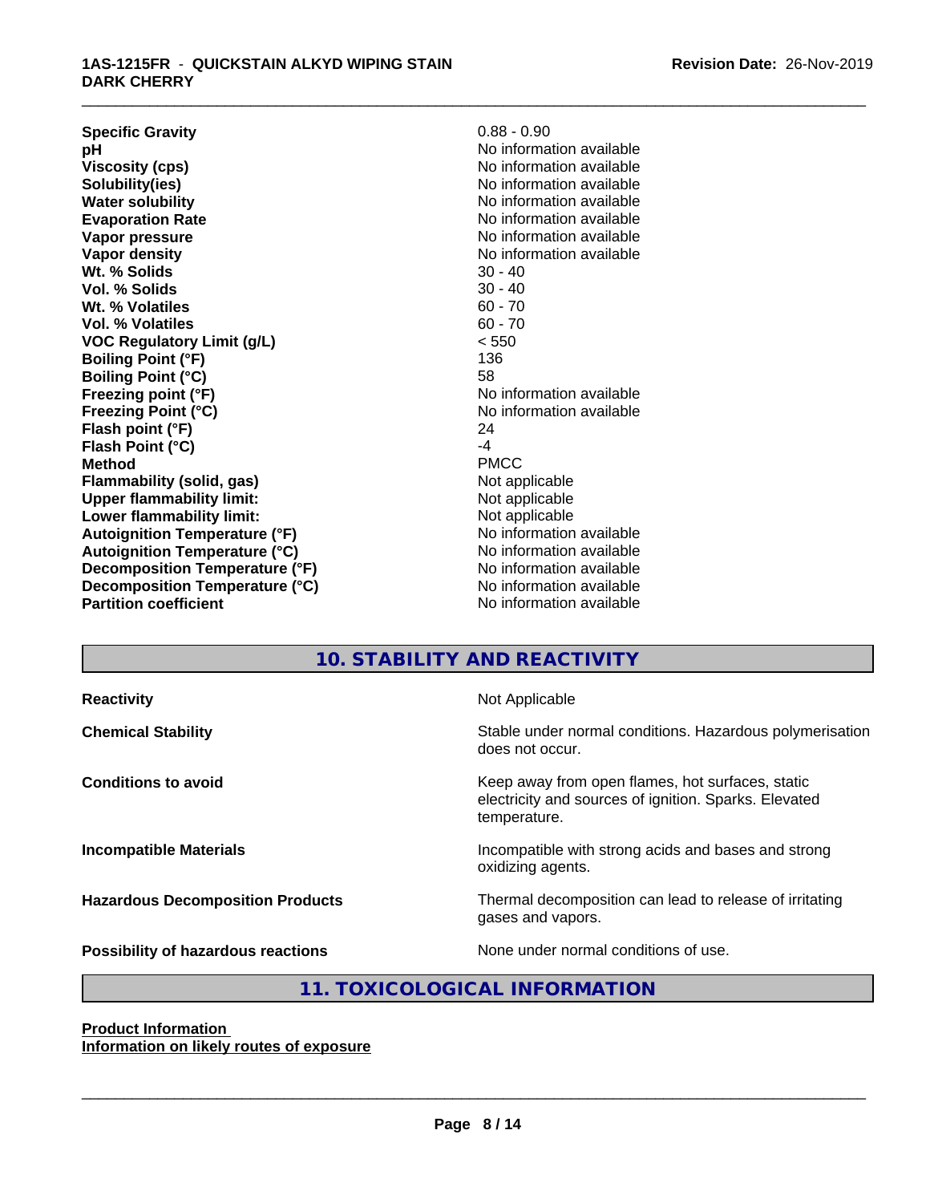| Property | Value |
| --- | --- |
| **Specific Gravity** | 0.88 - 0.90 |
| **pH** | No information available |
| **Viscosity (cps)** | No information available |
| **Solubility(ies)** | No information available |
| **Water solubility** | No information available |
| **Evaporation Rate** | No information available |
| **Vapor pressure** | No information available |
| **Vapor density** | No information available |
| **Wt. % Solids** | 30 - 40 |
| **Vol. % Solids** | 30 - 40 |
| **Wt. % Volatiles** | 60 - 70 |
| **Vol. % Volatiles** | 60 - 70 |
| **VOC Regulatory Limit (g/L)** | < 550 |
| **Boiling Point (°F)** | 136 |
| **Boiling Point (°C)** | 58 |
| **Freezing point (°F)** | No information available |
| **Freezing Point (°C)** | No information available |
| **Flash point (°F)** | 24 |
| **Flash Point (°C)** | -4 |
| **Method** | PMCC |
| **Flammability (solid, gas)** | Not applicable |
| **Upper flammability limit:** | Not applicable |
| **Lower flammability limit:** | Not applicable |
| **Autoignition Temperature (°F)** | No information available |
| **Autoignition Temperature (°C)** | No information available |
| **Decomposition Temperature (°F)** | No information available |
| **Decomposition Temperature (°C)** | No information available |
| **Partition coefficient** | No information available |

## 10. STABILITY AND REACTIVITY

| | |
| --- | --- |
| **Reactivity** | Not Applicable |
| **Chemical Stability** | Stable under normal conditions. Hazardous polymerisation does not occur. |
| **Conditions to avoid** | Keep away from open flames, hot surfaces, static electricity and sources of ignition. Sparks. Elevated temperature. |
| **Incompatible Materials** | Incompatible with strong acids and bases and strong oxidizing agents. |
| **Hazardous Decomposition Products** | Thermal decomposition can lead to release of irritating gases and vapors. |
| **Possibility of hazardous reactions** | None under normal conditions of use. |

## 11. TOXICOLOGICAL INFORMATION

**Product Information**

**Information on likely routes of exposure**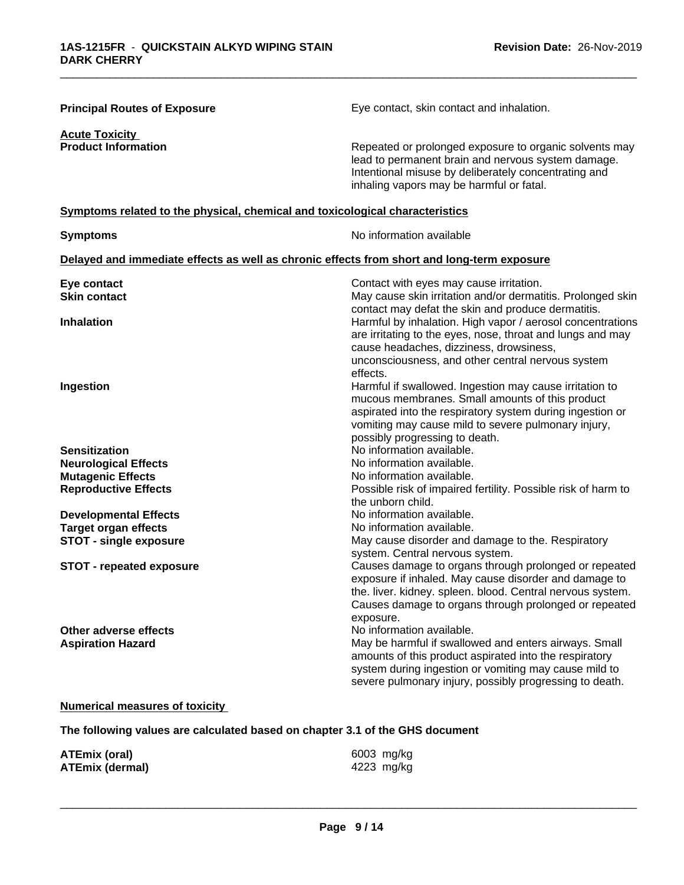**Principal Routes of Exposure** Eye contact, skin contact and inhalation.

**Acute Toxicity**

| | |
|---|---|
| **Product Information** | Repeated or prolonged exposure to organic solvents may lead to permanent brain and nervous system damage. Intentional misuse by deliberately concentrating and inhaling vapors may be harmful or fatal. |

**Symptoms related to the physical, chemical and toxicological characteristics**

| | |
|---|---|
| **Symptoms** | No information available |

**Delayed and immediate effects as well as chronic effects from short and long-term exposure**

| | |
|---|---|
| **Eye contact** | Contact with eyes may cause irritation. |
| **Skin contact** | May cause skin irritation and/or dermatitis. Prolonged skin contact may defat the skin and produce dermatitis. |
| **Inhalation** | Harmful by inhalation. High vapor / aerosol concentrations are irritating to the eyes, nose, throat and lungs and may cause headaches, dizziness, drowsiness, unconsciousness, and other central nervous system effects. |
| **Ingestion** | Harmful if swallowed. Ingestion may cause irritation to mucous membranes. Small amounts of this product aspirated into the respiratory system during ingestion or vomiting may cause mild to severe pulmonary injury, possibly progressing to death. |
| **Sensitization** | No information available. |
| **Neurological Effects** | No information available. |
| **Mutagenic Effects** | No information available. |
| **Reproductive Effects** | Possible risk of impaired fertility. Possible risk of harm to the unborn child. |
| **Developmental Effects** | No information available. |
| **Target organ effects** | No information available. |
| **STOT - single exposure** | May cause disorder and damage to the. Respiratory system. Central nervous system. |
| **STOT - repeated exposure** | Causes damage to organs through prolonged or repeated exposure if inhaled. May cause disorder and damage to the. liver. kidney. spleen. blood. Central nervous system. Causes damage to organs through prolonged or repeated exposure. |
| **Other adverse effects** | No information available. |
| **Aspiration Hazard** | May be harmful if swallowed and enters airways. Small amounts of this product aspirated into the respiratory system during ingestion or vomiting may cause mild to severe pulmonary injury, possibly progressing to death. |

**Numerical measures of toxicity**

**The following values are calculated based on chapter 3.1 of the GHS document**

| | |
|---|---|
| **ATEmix (oral)** | 6003 mg/kg |
| **ATEmix (dermal)** | 4223 mg/kg |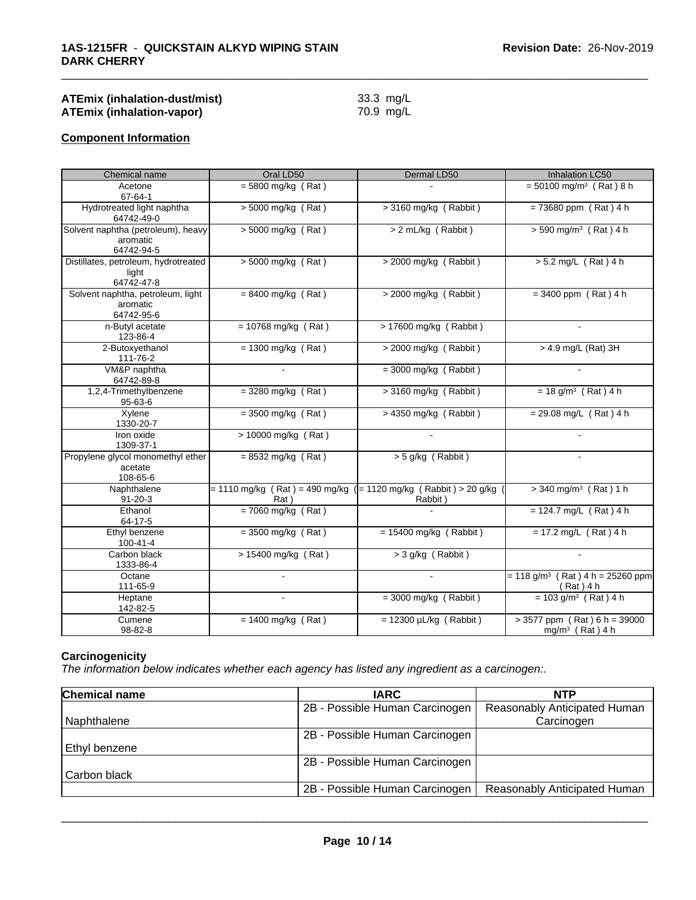**ATEmix (inhalation-dust/mist)** 33.3 mg/L
**ATEmix (inhalation-vapor)** 70.9 mg/L

**Component Information**

| Chemical name | Oral LD50 | Dermal LD50 | Inhalation LC50 |
|---|---|---|---|
| Acetone<br>67-64-1 | = 5800 mg/kg ( Rat ) | - | = 50100 mg/m³ ( Rat ) 8 h |
| Hydrotreated light naphtha<br>64742-49-0 | > 5000 mg/kg ( Rat ) | > 3160 mg/kg ( Rabbit ) | = 73680 ppm ( Rat ) 4 h |
| Solvent naphtha (petroleum), heavy aromatic<br>64742-94-5 | > 5000 mg/kg ( Rat ) | > 2 mL/kg ( Rabbit ) | > 590 mg/m³ ( Rat ) 4 h |
| Distillates, petroleum, hydrotreated light<br>64742-47-8 | > 5000 mg/kg ( Rat ) | > 2000 mg/kg ( Rabbit ) | > 5.2 mg/L ( Rat ) 4 h |
| Solvent naphtha, petroleum, light aromatic<br>64742-95-6 | = 8400 mg/kg ( Rat ) | > 2000 mg/kg ( Rabbit ) | = 3400 ppm ( Rat ) 4 h |
| n-Butyl acetate<br>123-86-4 | = 10768 mg/kg ( Rat ) | > 17600 mg/kg ( Rabbit ) | - |
| 2-Butoxyethanol<br>111-76-2 | = 1300 mg/kg ( Rat ) | > 2000 mg/kg ( Rabbit ) | > 4.9 mg/L (Rat) 3H |
| VM&P naphtha<br>64742-89-8 | - | = 3000 mg/kg ( Rabbit ) | - |
| 1,2,4-Trimethylbenzene<br>95-63-6 | = 3280 mg/kg ( Rat ) | > 3160 mg/kg ( Rabbit ) | = 18 g/m³ ( Rat ) 4 h |
| Xylene<br>1330-20-7 | = 3500 mg/kg ( Rat ) | > 4350 mg/kg ( Rabbit ) | = 29.08 mg/L ( Rat ) 4 h |
| Iron oxide<br>1309-37-1 | > 10000 mg/kg ( Rat ) | - | - |
| Propylene glycol monomethyl ether acetate<br>108-65-6 | = 8532 mg/kg ( Rat ) | > 5 g/kg ( Rabbit ) | - |
| Naphthalene<br>91-20-3 | = 1110 mg/kg ( Rat ) = 490 mg/kg ( Rat ) | = 1120 mg/kg ( Rabbit ) > 20 g/kg ( Rabbit ) | > 340 mg/m³ ( Rat ) 1 h |
| Ethanol<br>64-17-5 | = 7060 mg/kg ( Rat ) | - | = 124.7 mg/L ( Rat ) 4 h |
| Ethyl benzene<br>100-41-4 | = 3500 mg/kg ( Rat ) | = 15400 mg/kg ( Rabbit ) | = 17.2 mg/L ( Rat ) 4 h |
| Carbon black<br>1333-86-4 | > 15400 mg/kg ( Rat ) | > 3 g/kg ( Rabbit ) | - |
| Octane<br>111-65-9 | - | - | = 118 g/m³ ( Rat ) 4 h = 25260 ppm ( Rat ) 4 h |
| Heptane<br>142-82-5 | - | = 3000 mg/kg ( Rabbit ) | = 103 g/m³ ( Rat ) 4 h |
| Cumene<br>98-82-8 | = 1400 mg/kg ( Rat ) | = 12300 µL/kg ( Rabbit ) | > 3577 ppm ( Rat ) 6 h = 39000 mg/m³ ( Rat ) 4 h |

**Carcinogenicity**

*The information below indicates whether each agency has listed any ingredient as a carcinogen:.*

| Chemical name | IARC | NTP |
|---|---|---|
| Naphthalene | 2B - Possible Human Carcinogen | Reasonably Anticipated Human Carcinogen |
| Ethyl benzene | 2B - Possible Human Carcinogen | |
| Carbon black | 2B - Possible Human Carcinogen | |
| | 2B - Possible Human Carcinogen | Reasonably Anticipated Human |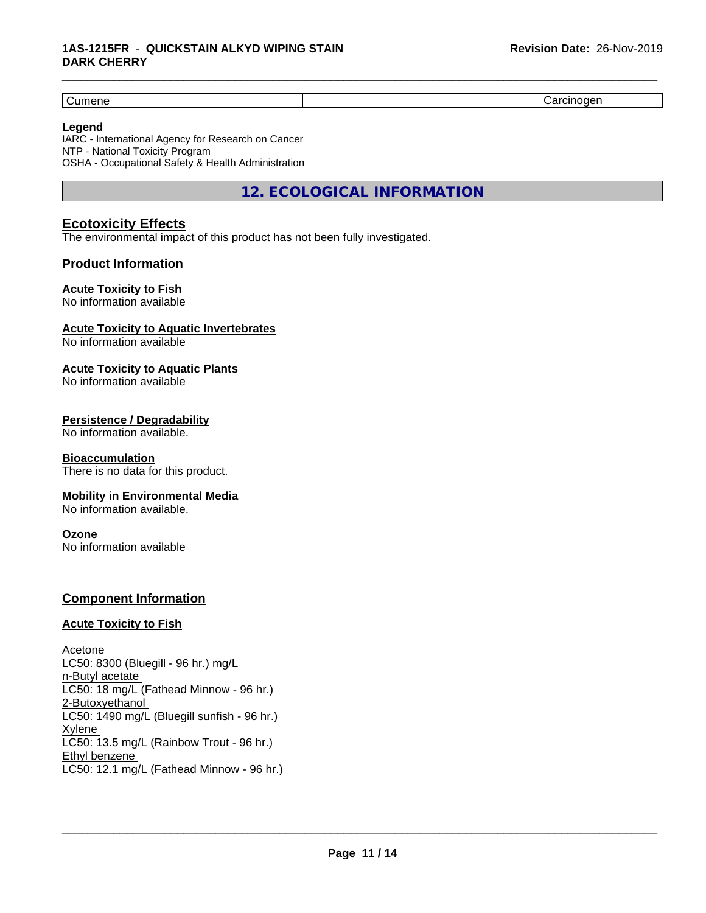| Cumene | | Carcinogen |
|---|---|---|

**Legend**

IARC - International Agency for Research on Cancer
NTP - National Toxicity Program
OSHA - Occupational Safety & Health Administration

## 12. ECOLOGICAL INFORMATION

### Ecotoxicity Effects

The environmental impact of this product has not been fully investigated.

### Product Information

**Acute Toxicity to Fish**
No information available

**Acute Toxicity to Aquatic Invertebrates**
No information available

**Acute Toxicity to Aquatic Plants**
No information available

**Persistence / Degradability**
No information available.

**Bioaccumulation**
There is no data for this product.

**Mobility in Environmental Media**
No information available.

**Ozone**
No information available

### Component Information

**Acute Toxicity to Fish**

Acetone
LC50: 8300 (Bluegill - 96 hr.) mg/L
n-Butyl acetate
LC50: 18 mg/L (Fathead Minnow - 96 hr.)
2-Butoxyethanol
LC50: 1490 mg/L (Bluegill sunfish - 96 hr.)
Xylene
LC50: 13.5 mg/L (Rainbow Trout - 96 hr.)
Ethyl benzene
LC50: 12.1 mg/L (Fathead Minnow - 96 hr.)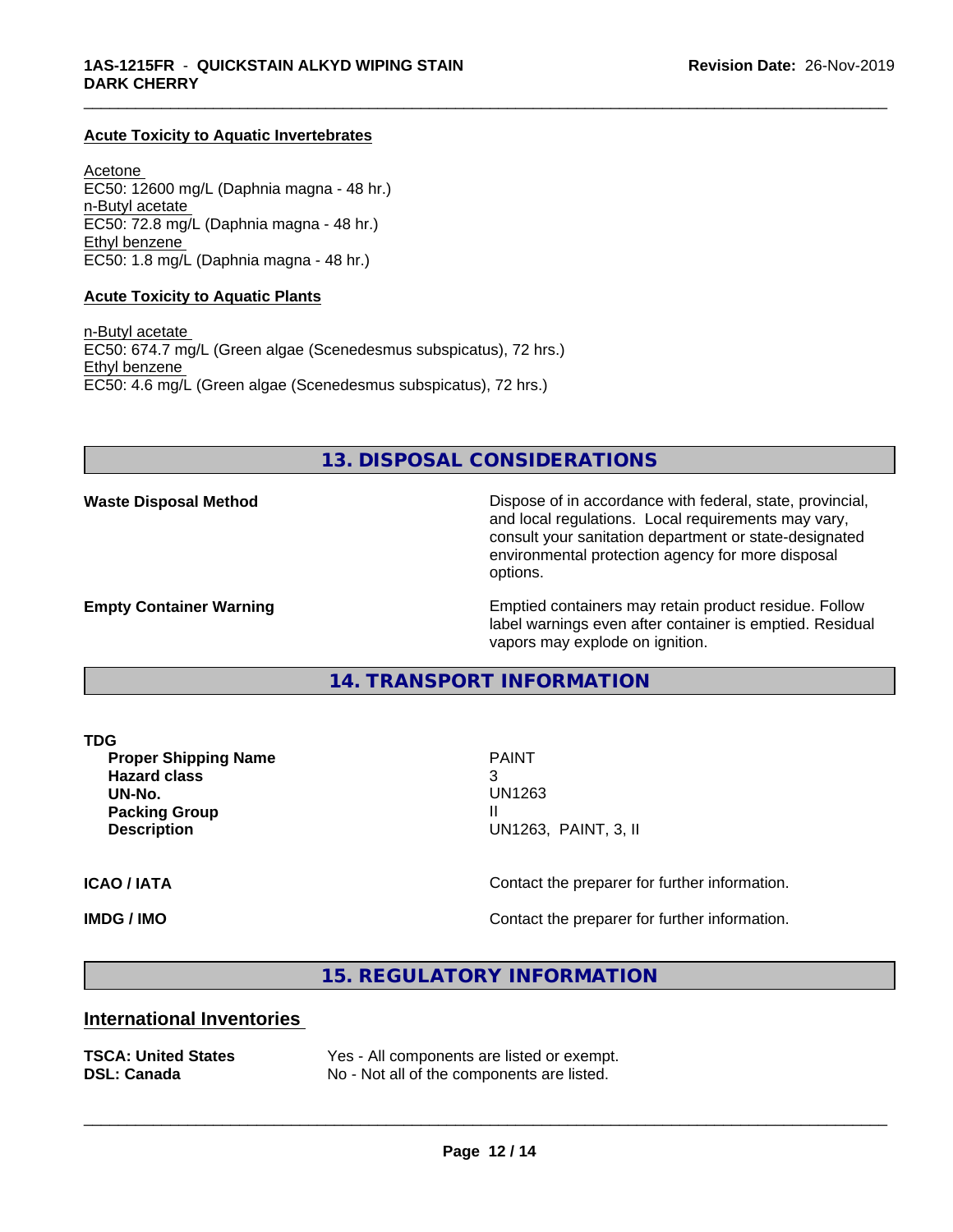**Acute Toxicity to Aquatic Invertebrates**

Acetone
EC50: 12600 mg/L (Daphnia magna - 48 hr.)
n-Butyl acetate
EC50: 72.8 mg/L (Daphnia magna - 48 hr.)
Ethyl benzene
EC50: 1.8 mg/L (Daphnia magna - 48 hr.)

**Acute Toxicity to Aquatic Plants**

n-Butyl acetate
EC50: 674.7 mg/L (Green algae (Scenedesmus subspicatus), 72 hrs.)
Ethyl benzene
EC50: 4.6 mg/L (Green algae (Scenedesmus subspicatus), 72 hrs.)

## 13. DISPOSAL CONSIDERATIONS

**Waste Disposal Method** — Dispose of in accordance with federal, state, provincial, and local regulations. Local requirements may vary, consult your sanitation department or state-designated environmental protection agency for more disposal options.

**Empty Container Warning** — Emptied containers may retain product residue. Follow label warnings even after container is emptied. Residual vapors may explode on ignition.

## 14. TRANSPORT INFORMATION

**TDG**

| | |
|---|---|
| **Proper Shipping Name** | PAINT |
| **Hazard class** | 3 |
| **UN-No.** | UN1263 |
| **Packing Group** | II |
| **Description** | UN1263, PAINT, 3, II |

**ICAO / IATA** — Contact the preparer for further information.

**IMDG / IMO** — Contact the preparer for further information.

## 15. REGULATORY INFORMATION

### International Inventories

| | |
|---|---|
| **TSCA: United States** | Yes - All components are listed or exempt. |
| **DSL: Canada** | No - Not all of the components are listed. |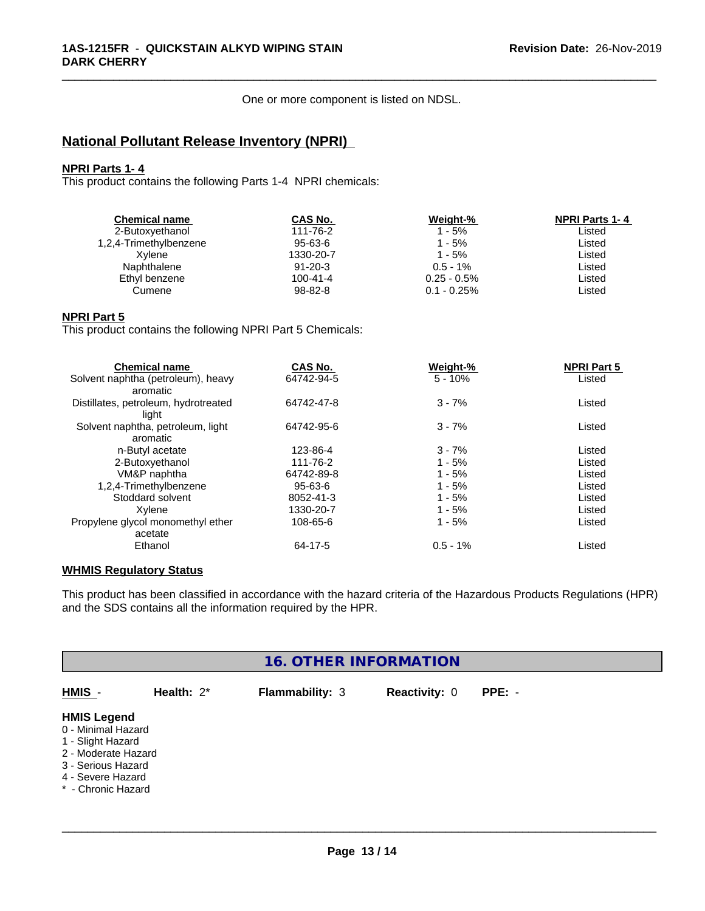One or more component is listed on NDSL.

## National Pollutant Release Inventory (NPRI)

**NPRI Parts 1- 4**

This product contains the following Parts 1-4 NPRI chemicals:

| Chemical name | CAS No. | Weight-% | NPRI Parts 1- 4 |
|---|---|---|---|
| 2-Butoxyethanol | 111-76-2 | 1 - 5% | Listed |
| 1,2,4-Trimethylbenzene | 95-63-6 | 1 - 5% | Listed |
| Xylene | 1330-20-7 | 1 - 5% | Listed |
| Naphthalene | 91-20-3 | 0.5 - 1% | Listed |
| Ethyl benzene | 100-41-4 | 0.25 - 0.5% | Listed |
| Cumene | 98-82-8 | 0.1 - 0.25% | Listed |

**NPRI Part 5**

This product contains the following NPRI Part 5 Chemicals:

| Chemical name | CAS No. | Weight-% | NPRI Part 5 |
|---|---|---|---|
| Solvent naphtha (petroleum), heavy aromatic | 64742-94-5 | 5 - 10% | Listed |
| Distillates, petroleum, hydrotreated light | 64742-47-8 | 3 - 7% | Listed |
| Solvent naphtha, petroleum, light aromatic | 64742-95-6 | 3 - 7% | Listed |
| n-Butyl acetate | 123-86-4 | 3 - 7% | Listed |
| 2-Butoxyethanol | 111-76-2 | 1 - 5% | Listed |
| VM&P naphtha | 64742-89-8 | 1 - 5% | Listed |
| 1,2,4-Trimethylbenzene | 95-63-6 | 1 - 5% | Listed |
| Stoddard solvent | 8052-41-3 | 1 - 5% | Listed |
| Xylene | 1330-20-7 | 1 - 5% | Listed |
| Propylene glycol monomethyl ether acetate | 108-65-6 | 1 - 5% | Listed |
| Ethanol | 64-17-5 | 0.5 - 1% | Listed |

**WHMIS Regulatory Status**

This product has been classified in accordance with the hazard criteria of the Hazardous Products Regulations (HPR) and the SDS contains all the information required by the HPR.

## 16. OTHER INFORMATION

**HMIS** - **Health:** 2* **Flammability:** 3 **Reactivity:** 0 **PPE:** -

**HMIS Legend**

0 - Minimal Hazard
1 - Slight Hazard
2 - Moderate Hazard
3 - Serious Hazard
4 - Severe Hazard
* - Chronic Hazard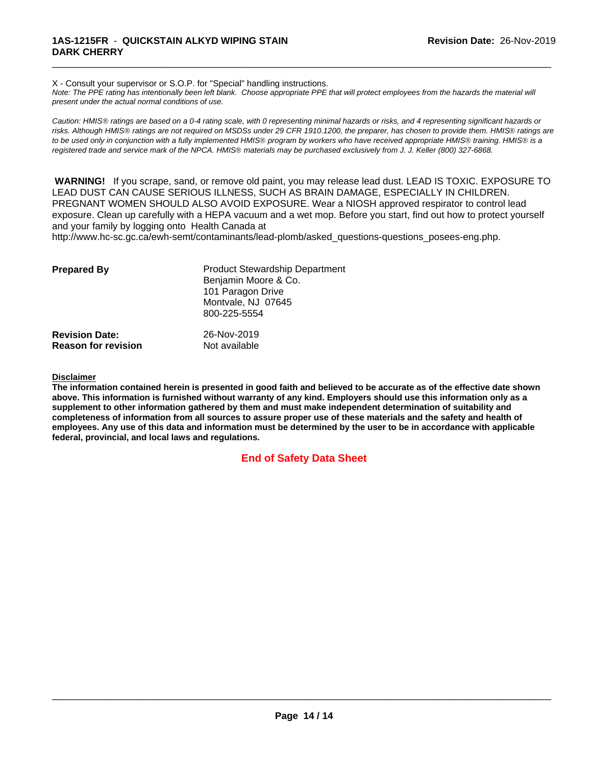X - Consult your supervisor or S.O.P. for "Special" handling instructions.

*Note: The PPE rating has intentionally been left blank. Choose appropriate PPE that will protect employees from the hazards the material will present under the actual normal conditions of use.*

*Caution: HMIS® ratings are based on a 0-4 rating scale, with 0 representing minimal hazards or risks, and 4 representing significant hazards or risks. Although HMIS® ratings are not required on MSDSs under 29 CFR 1910.1200, the preparer, has chosen to provide them. HMIS® ratings are to be used only in conjunction with a fully implemented HMIS® program by workers who have received appropriate HMIS® training. HMIS® is a registered trade and service mark of the NPCA. HMIS® materials may be purchased exclusively from J. J. Keller (800) 327-6868.*

**WARNING!** If you scrape, sand, or remove old paint, you may release lead dust. LEAD IS TOXIC. EXPOSURE TO LEAD DUST CAN CAUSE SERIOUS ILLNESS, SUCH AS BRAIN DAMAGE, ESPECIALLY IN CHILDREN. PREGNANT WOMEN SHOULD ALSO AVOID EXPOSURE. Wear a NIOSH approved respirator to control lead exposure. Clean up carefully with a HEPA vacuum and a wet mop. Before you start, find out how to protect yourself and your family by logging onto Health Canada at http://www.hc-sc.gc.ca/ewh-semt/contaminants/lead-plomb/asked_questions-questions_posees-eng.php.

| | |
|---|---|
| **Prepared By** | Product Stewardship Department<br>Benjamin Moore & Co.<br>101 Paragon Drive<br>Montvale, NJ 07645<br>800-225-5554 |
| **Revision Date:** | 26-Nov-2019 |
| **Reason for revision** | Not available |

**Disclaimer**

**The information contained herein is presented in good faith and believed to be accurate as of the effective date shown above. This information is furnished without warranty of any kind. Employers should use this information only as a supplement to other information gathered by them and must make independent determination of suitability and completeness of information from all sources to assure proper use of these materials and the safety and health of employees. Any use of this data and information must be determined by the user to be in accordance with applicable federal, provincial, and local laws and regulations.**

**End of Safety Data Sheet**